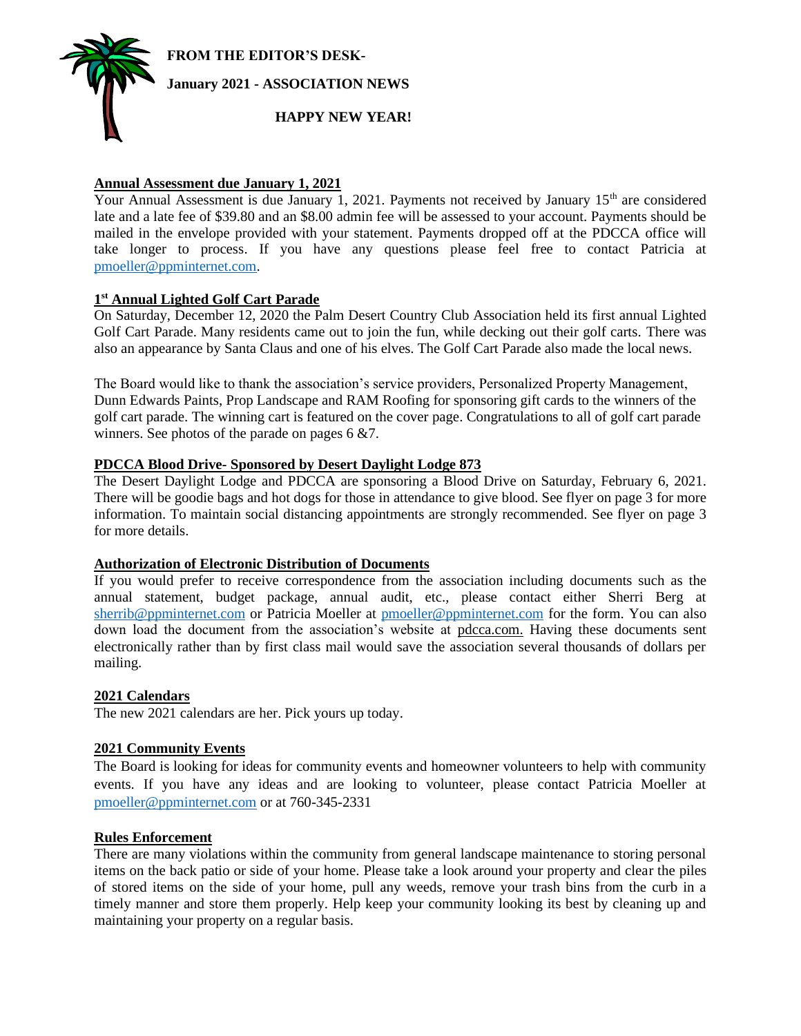**FROM THE EDITOR'S DESK-**

**January 2021 - ASSOCIATION NEWS**

**HAPPY NEW YEAR!**

## Annual Assessment due January 1, 2021

Your Annual Assessment is due January 1, 2021. Payments not received by January 15th are considered late and a late fee of $39.80 and an $8.00 admin fee will be assessed to your account. Payments should be mailed in the envelope provided with your statement. Payments dropped off at the PDCCA office will take longer to process. If you have any questions please feel free to contact Patricia at pmoeller@ppminternet.com.

## 1st Annual Lighted Golf Cart Parade

On Saturday, December 12, 2020 the Palm Desert Country Club Association held its first annual Lighted Golf Cart Parade. Many residents came out to join the fun, while decking out their golf carts. There was also an appearance by Santa Claus and one of his elves. The Golf Cart Parade also made the local news.

The Board would like to thank the association's service providers, Personalized Property Management, Dunn Edwards Paints, Prop Landscape and RAM Roofing for sponsoring gift cards to the winners of the golf cart parade. The winning cart is featured on the cover page. Congratulations to all of golf cart parade winners. See photos of the parade on pages 6 &7.

## PDCCA Blood Drive- Sponsored by Desert Daylight Lodge 873

The Desert Daylight Lodge and PDCCA are sponsoring a Blood Drive on Saturday, February 6, 2021. There will be goodie bags and hot dogs for those in attendance to give blood. See flyer on page 3 for more information. To maintain social distancing appointments are strongly recommended. See flyer on page 3 for more details.

## Authorization of Electronic Distribution of Documents

If you would prefer to receive correspondence from the association including documents such as the annual statement, budget package, annual audit, etc., please contact either Sherri Berg at sherrib@ppminternet.com or Patricia Moeller at pmoeller@ppminternet.com for the form. You can also down load the document from the association's website at pdcca.com. Having these documents sent electronically rather than by first class mail would save the association several thousands of dollars per mailing.

## 2021 Calendars

The new 2021 calendars are her. Pick yours up today.

## 2021 Community Events

The Board is looking for ideas for community events and homeowner volunteers to help with community events. If you have any ideas and are looking to volunteer, please contact Patricia Moeller at pmoeller@ppminternet.com or at 760-345-2331

## Rules Enforcement

There are many violations within the community from general landscape maintenance to storing personal items on the back patio or side of your home. Please take a look around your property and clear the piles of stored items on the side of your home, pull any weeds, remove your trash bins from the curb in a timely manner and store them properly. Help keep your community looking its best by cleaning up and maintaining your property on a regular basis.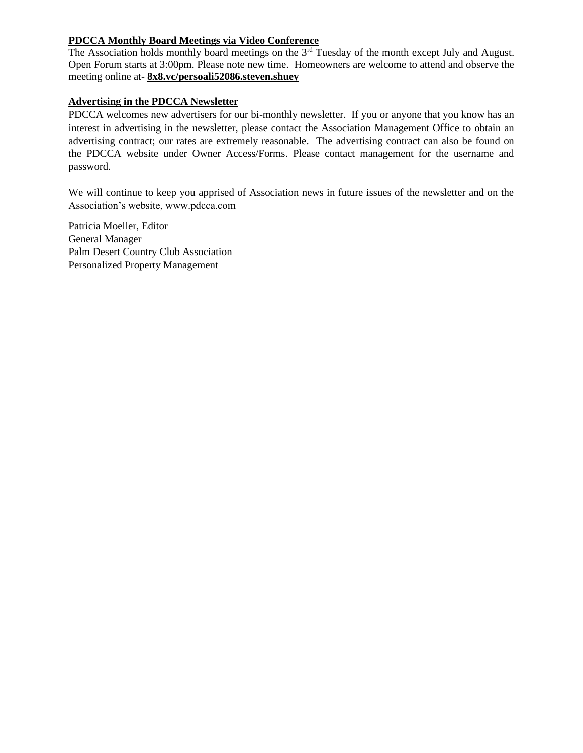**PDCCA Monthly Board Meetings via Video Conference**

The Association holds monthly board meetings on the 3rd Tuesday of the month except July and August. Open Forum starts at 3:00pm. Please note new time. Homeowners are welcome to attend and observe the meeting online at- **8x8.vc/persoali52086.steven.shuey**

**Advertising in the PDCCA Newsletter**

PDCCA welcomes new advertisers for our bi-monthly newsletter. If you or anyone that you know has an interest in advertising in the newsletter, please contact the Association Management Office to obtain an advertising contract; our rates are extremely reasonable. The advertising contract can also be found on the PDCCA website under Owner Access/Forms. Please contact management for the username and password.

We will continue to keep you apprised of Association news in future issues of the newsletter and on the Association's website, www.pdcca.com

Patricia Moeller, Editor
General Manager
Palm Desert Country Club Association
Personalized Property Management